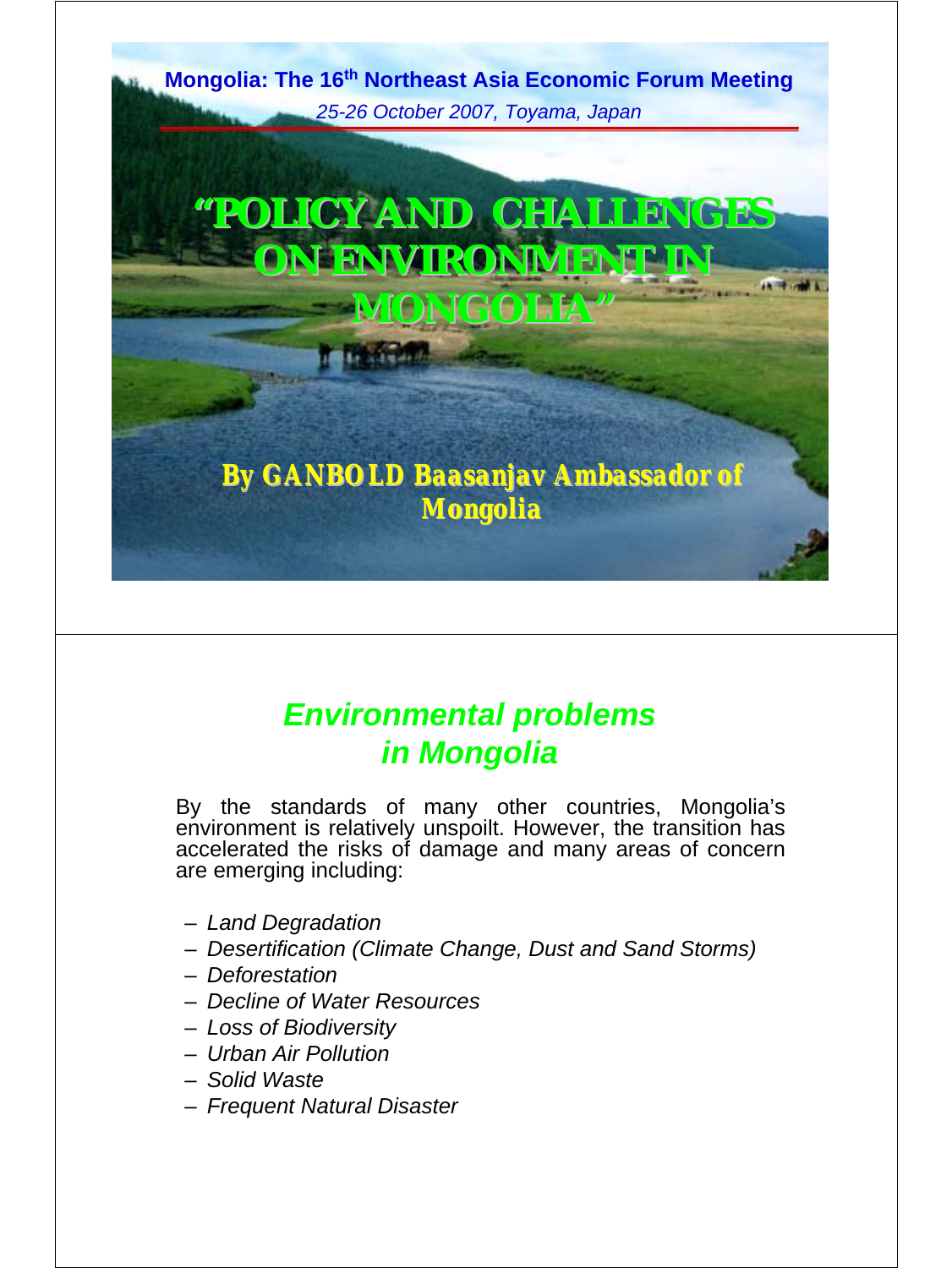Mongolia: The 16th Northeast Asia Economic Forum Meeting

*25-26 October 2007, Toyama, Japan*

# "POLICY AND CHALLENGES ON ENVIRONMENT IN MONGOLIA"

**By GANBOLD Baasanjav Ambassador of Mongolia**

## *Environmental problems in Mongolia*

By the standards of many other countries, Mongolia's environment is relatively unspoilt. However, the transition has accelerated the risks of damage and many areas of concern are emerging including:

- *Land Degradation*
- *Desertification (Climate Change, Dust and Sand Storms)*
- *Deforestation*
- *Decline of Water Resources*
- *Loss of Biodiversity*
- *Urban Air Pollution*
- *Solid Waste*
- *Frequent Natural Disaster*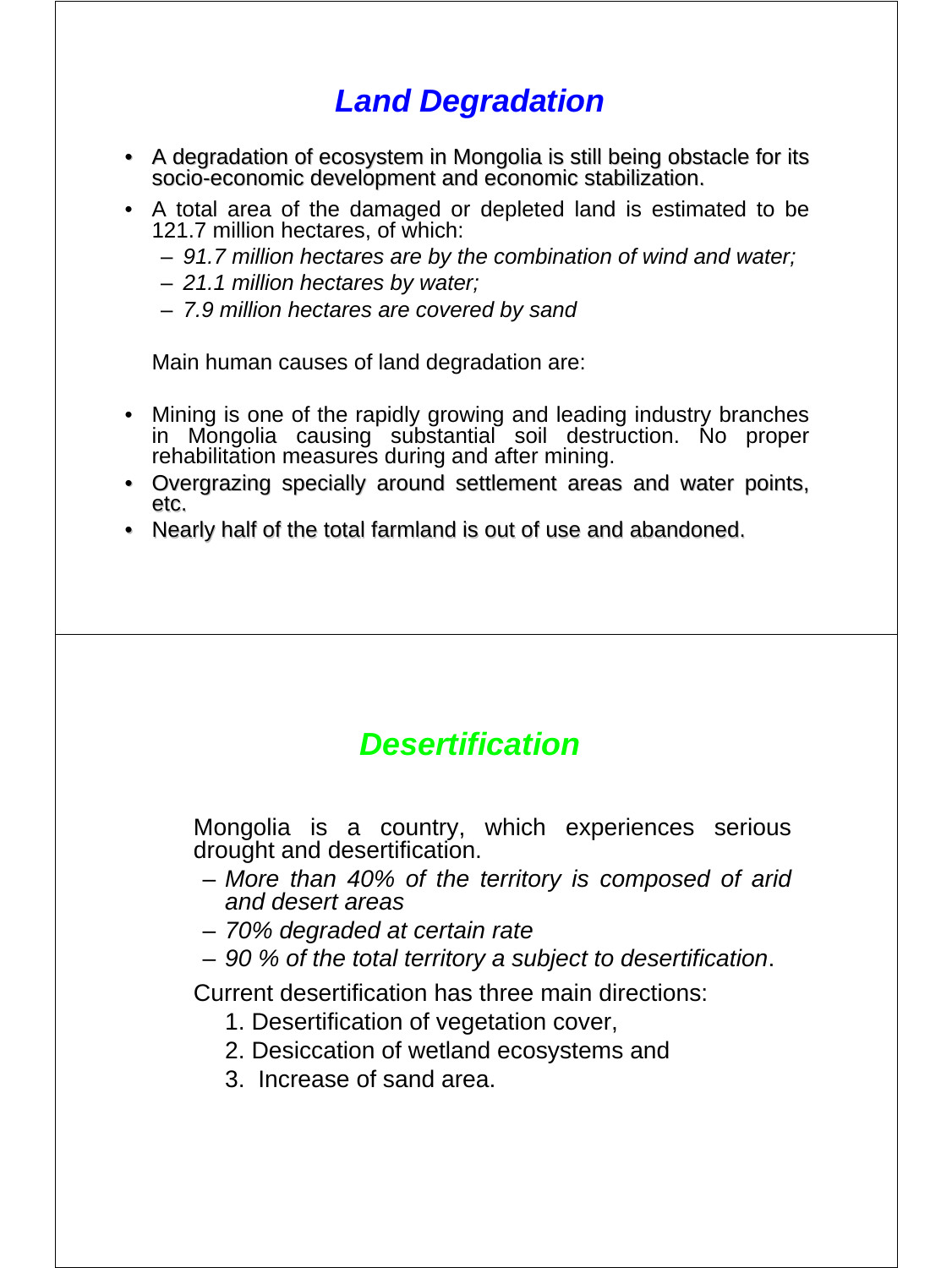## *Land Degradation*

- A degradation of ecosystem in Mongolia is still being obstacle for its socio-economic development and economic stabilization.
- A total area of the damaged or depleted land is estimated to be 121.7 million hectares, of which:
  - *91.7 million hectares are by the combination of wind and water;*
  - *21.1 million hectares by water;*
  - *7.9 million hectares are covered by sand*

Main human causes of land degradation are:

- Mining is one of the rapidly growing and leading industry branches in Mongolia causing substantial soil destruction. No proper rehabilitation measures during and after mining.
- Overgrazing specially around settlement areas and water points, etc.
- Nearly half of the total farmland is out of use and abandoned.

## *Desertification*

Mongolia is a country, which experiences serious drought and desertification.

- *More than 40% of the territory is composed of arid and desert areas*
- *70% degraded at certain rate*
- *90 % of the total territory a subject to desertification*.

Current desertification has three main directions:

1. Desertification of vegetation cover,
2. Desiccation of wetland ecosystems and
3. Increase of sand area.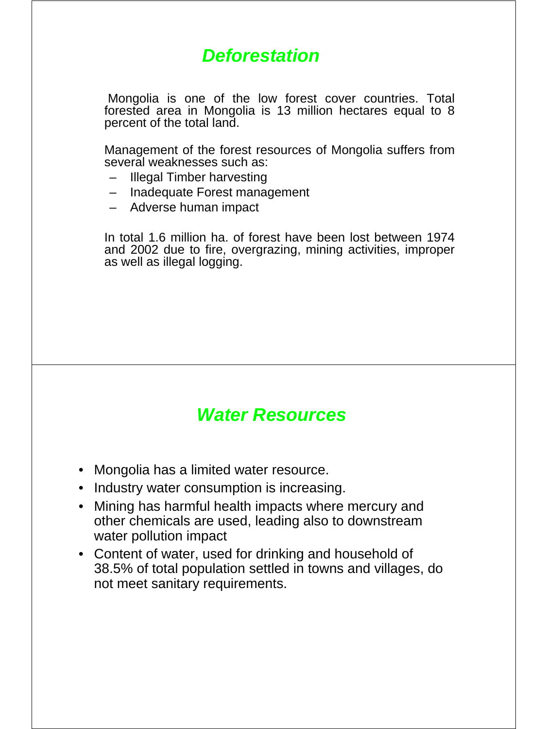## *Deforestation*

Mongolia is one of the low forest cover countries. Total forested area in Mongolia is 13 million hectares equal to 8 percent of the total land.

Management of the forest resources of Mongolia suffers from several weaknesses such as:

- Illegal Timber harvesting
- Inadequate Forest management
- Adverse human impact

In total 1.6 million ha. of forest have been lost between 1974 and 2002 due to fire, overgrazing, mining activities, improper as well as illegal logging.

## *Water Resources*

- Mongolia has a limited water resource.
- Industry water consumption is increasing.
- Mining has harmful health impacts where mercury and other chemicals are used, leading also to downstream water pollution impact
- Content of water, used for drinking and household of 38.5% of total population settled in towns and villages, do not meet sanitary requirements.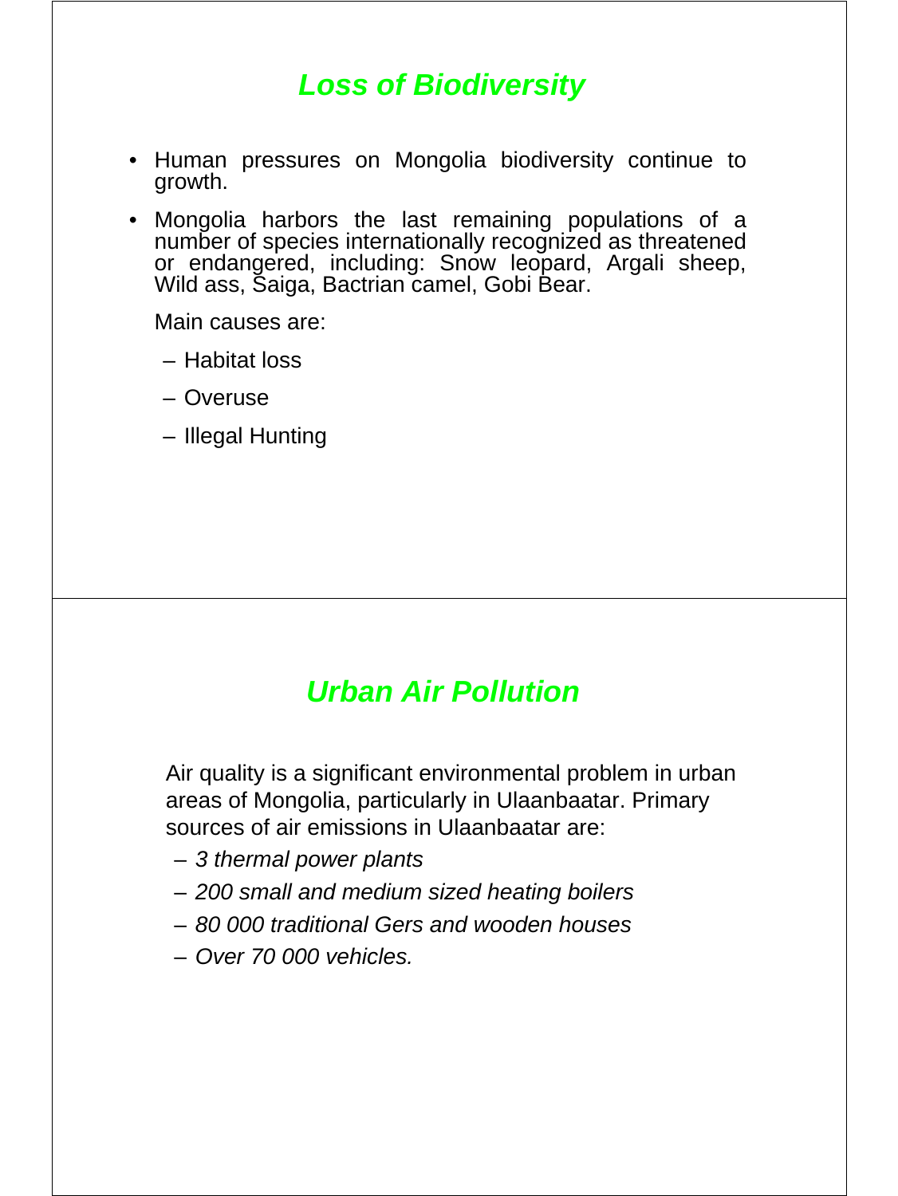## *Loss of Biodiversity*

- Human pressures on Mongolia biodiversity continue to growth.
- Mongolia harbors the last remaining populations of a number of species internationally recognized as threatened or endangered, including: Snow leopard, Argali sheep, Wild ass, Saiga, Bactrian camel, Gobi Bear.

  Main causes are:

  - Habitat loss
  - Overuse
  - Illegal Hunting

## *Urban Air Pollution*

Air quality is a significant environmental problem in urban areas of Mongolia, particularly in Ulaanbaatar. Primary sources of air emissions in Ulaanbaatar are:

- *3 thermal power plants*
- *200 small and medium sized heating boilers*
- *80 000 traditional Gers and wooden houses*
- *Over 70 000 vehicles.*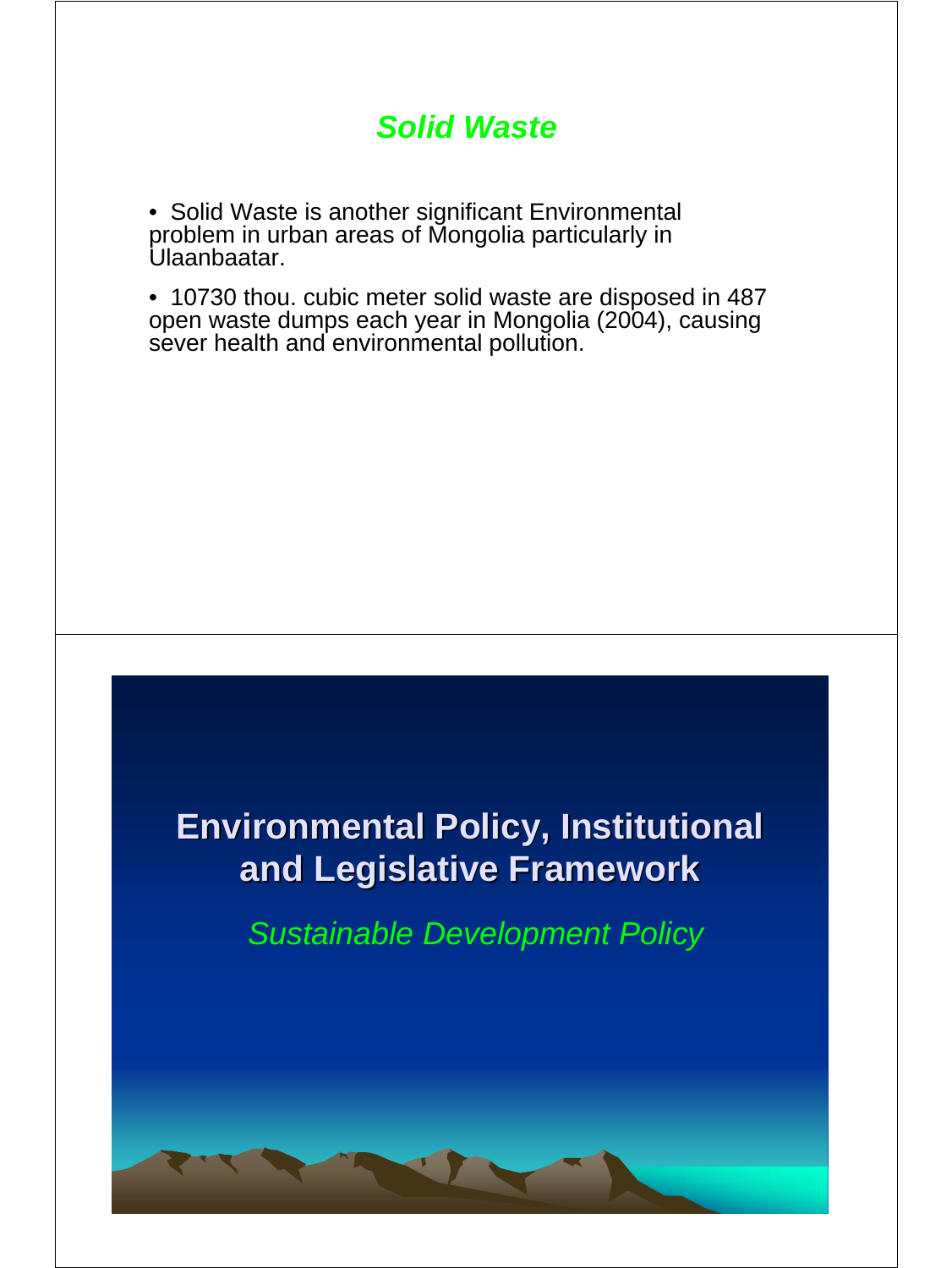## *Solid Waste*

- Solid Waste is another significant Environmental problem in urban areas of Mongolia particularly in Ulaanbaatar.
- 10730 thou. cubic meter solid waste are disposed in 487 open waste dumps each year in Mongolia (2004), causing sever health and environmental pollution.

# Environmental Policy, Institutional and Legislative Framework

*Sustainable Development Policy*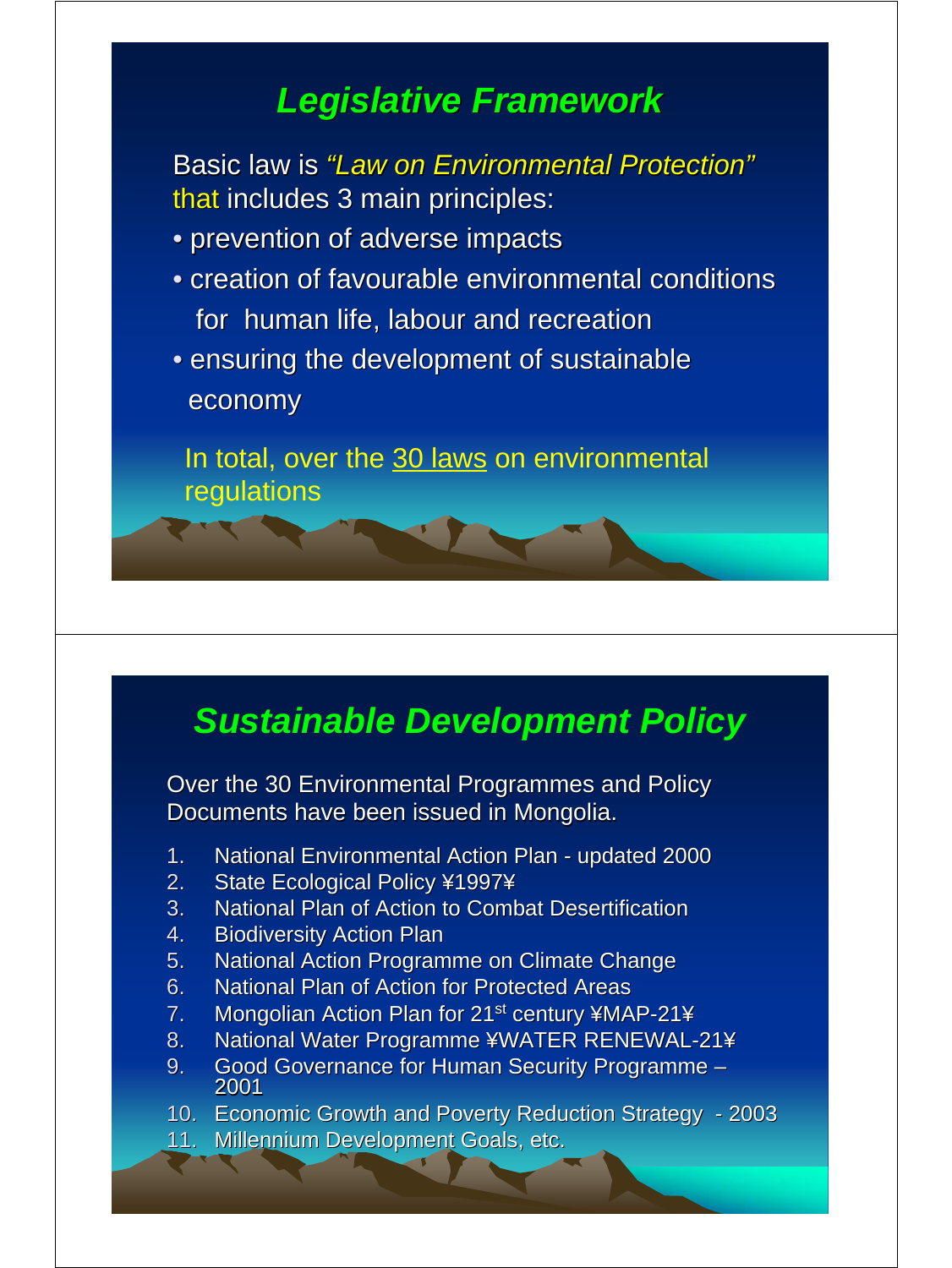## *Legislative Framework*

Basic law is *"Law on Environmental Protection"* that includes 3 main principles:

- prevention of adverse impacts
- creation of favourable environmental conditions for human life, labour and recreation
- ensuring the development of sustainable economy

In total, over the 30 laws on environmental regulations

## *Sustainable Development Policy*

Over the 30 Environmental Programmes and Policy Documents have been issued in Mongolia.

1. National Environmental Action Plan - updated 2000
2. State Ecological Policy ¥1997¥
3. National Plan of Action to Combat Desertification
4. Biodiversity Action Plan
5. National Action Programme on Climate Change
6. National Plan of Action for Protected Areas
7. Mongolian Action Plan for 21st century ¥MAP-21¥
8. National Water Programme ¥WATER RENEWAL-21¥
9. Good Governance for Human Security Programme – 2001
10. Economic Growth and Poverty Reduction Strategy - 2003
11. Millennium Development Goals, etc.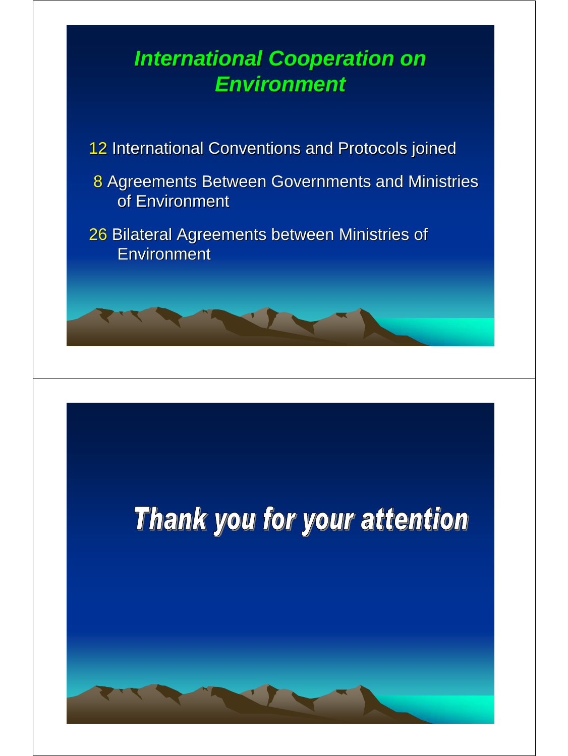## International Cooperation on Environment

12 International Conventions and Protocols joined

8 Agreements Between Governments and Ministries of Environment

26 Bilateral Agreements between Ministries of Environment

## Thank you for your attention